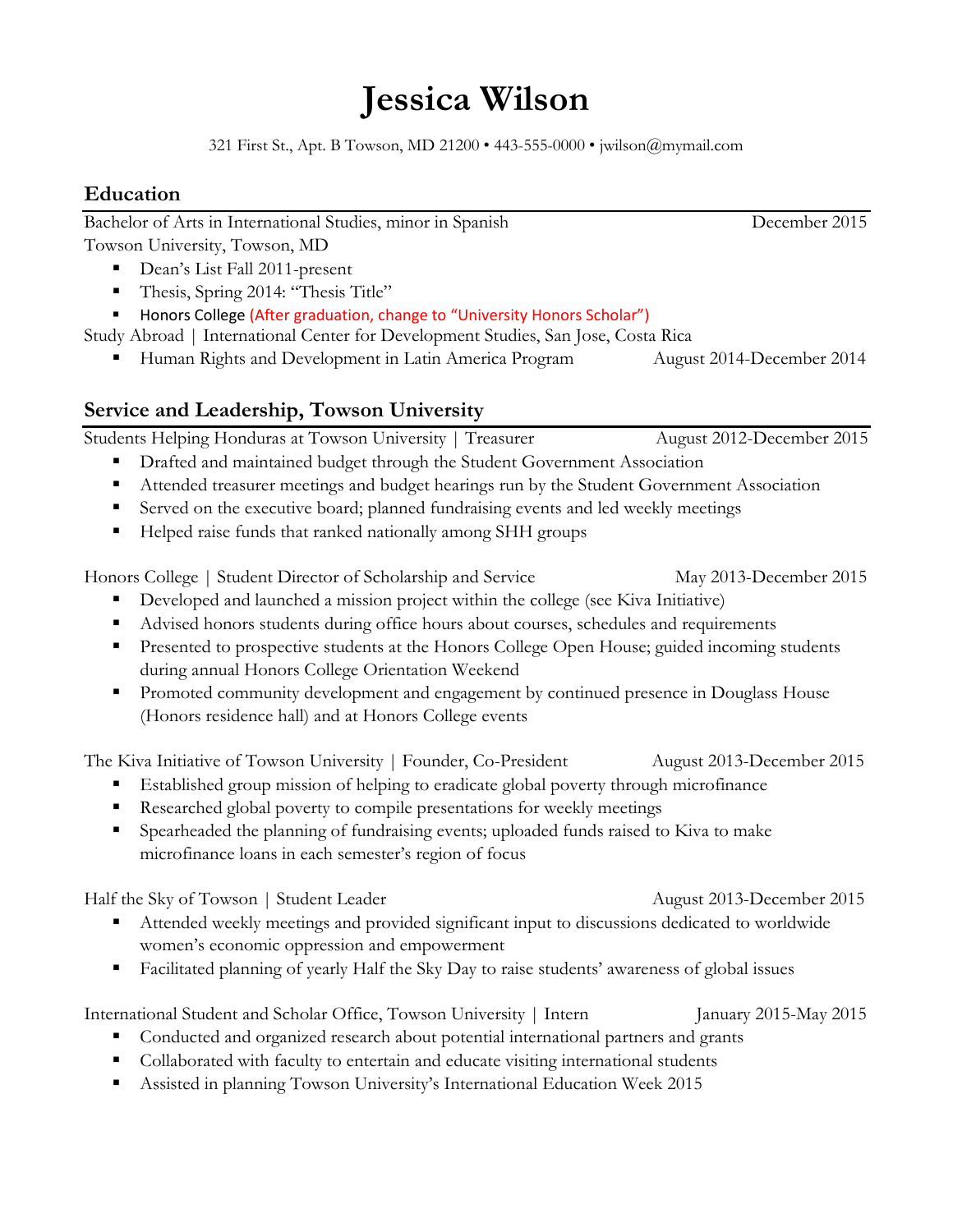# Jessica Wilson

321 First St., Apt. B Towson, MD 21200 • 443-555-0000 • jwilson@mymail.com

## Education

Bachelor of Arts in International Studies, minor in Spanish — December 2015
Towson University, Towson, MD

- Dean's List Fall 2011-present
- Thesis, Spring 2014: "Thesis Title"
- Honors College (After graduation, change to "University Honors Scholar")

Study Abroad | International Center for Development Studies, San Jose, Costa Rica

- Human Rights and Development in Latin America Program — August 2014-December 2014

## Service and Leadership, Towson University

Students Helping Honduras at Towson University | Treasurer — August 2012-December 2015

- Drafted and maintained budget through the Student Government Association
- Attended treasurer meetings and budget hearings run by the Student Government Association
- Served on the executive board; planned fundraising events and led weekly meetings
- Helped raise funds that ranked nationally among SHH groups

Honors College | Student Director of Scholarship and Service — May 2013-December 2015

- Developed and launched a mission project within the college (see Kiva Initiative)
- Advised honors students during office hours about courses, schedules and requirements
- Presented to prospective students at the Honors College Open House; guided incoming students during annual Honors College Orientation Weekend
- Promoted community development and engagement by continued presence in Douglass House (Honors residence hall) and at Honors College events

The Kiva Initiative of Towson University | Founder, Co-President — August 2013-December 2015

- Established group mission of helping to eradicate global poverty through microfinance
- Researched global poverty to compile presentations for weekly meetings
- Spearheaded the planning of fundraising events; uploaded funds raised to Kiva to make microfinance loans in each semester's region of focus

Half the Sky of Towson | Student Leader — August 2013-December 2015

- Attended weekly meetings and provided significant input to discussions dedicated to worldwide women's economic oppression and empowerment
- Facilitated planning of yearly Half the Sky Day to raise students' awareness of global issues

International Student and Scholar Office, Towson University | Intern — January 2015-May 2015

- Conducted and organized research about potential international partners and grants
- Collaborated with faculty to entertain and educate visiting international students
- Assisted in planning Towson University's International Education Week 2015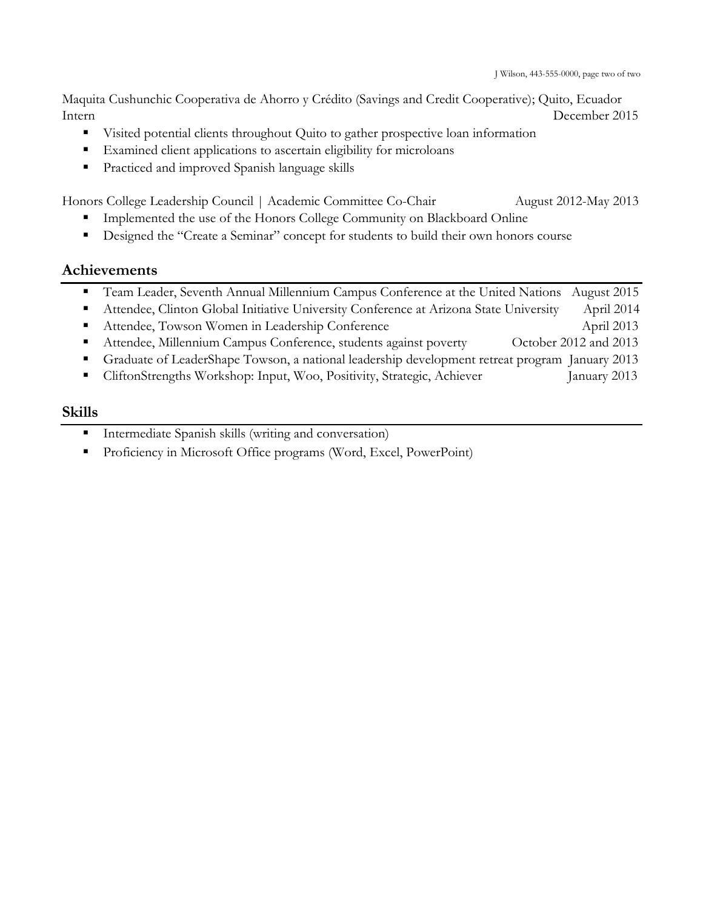Maquita Cushunchic Cooperativa de Ahorro y Crédito (Savings and Credit Cooperative); Quito, Ecuador
Intern December 2015

- Visited potential clients throughout Quito to gather prospective loan information
- Examined client applications to ascertain eligibility for microloans
- Practiced and improved Spanish language skills

Honors College Leadership Council | Academic Committee Co-Chair August 2012-May 2013

- Implemented the use of the Honors College Community on Blackboard Online
- Designed the "Create a Seminar" concept for students to build their own honors course

## Achievements

- Team Leader, Seventh Annual Millennium Campus Conference at the United Nations August 2015
- Attendee, Clinton Global Initiative University Conference at Arizona State University April 2014
- Attendee, Towson Women in Leadership Conference April 2013
- Attendee, Millennium Campus Conference, students against poverty October 2012 and 2013
- Graduate of LeaderShape Towson, a national leadership development retreat program January 2013
- CliftonStrengths Workshop: Input, Woo, Positivity, Strategic, Achiever January 2013

## Skills

- Intermediate Spanish skills (writing and conversation)
- Proficiency in Microsoft Office programs (Word, Excel, PowerPoint)